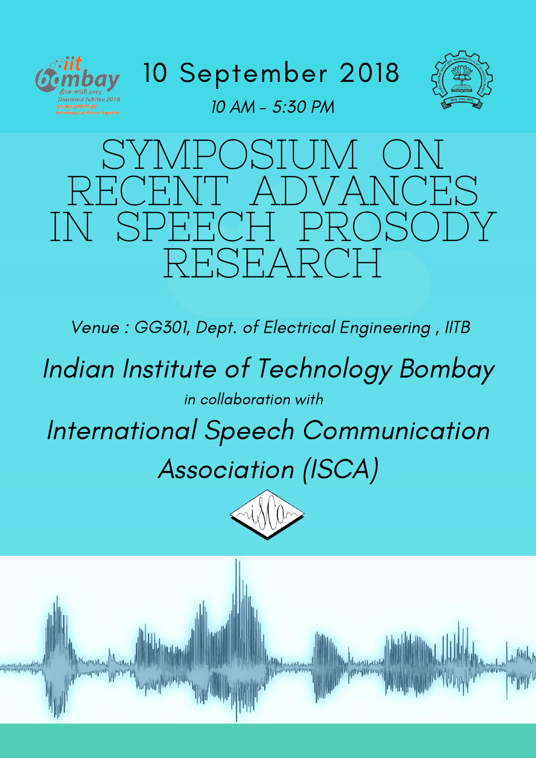10 September 2018

*10 AM - 5:30 PM*

# SYMPOSIUM ON RECENT ADVANCES IN SPEECH PROSODY RESEARCH

*Venue : GG301, Dept. of Electrical Engineering , IITB*

*Indian Institute of Technology Bombay*

*in collaboration with*

*International Speech Communication Association (ISCA)*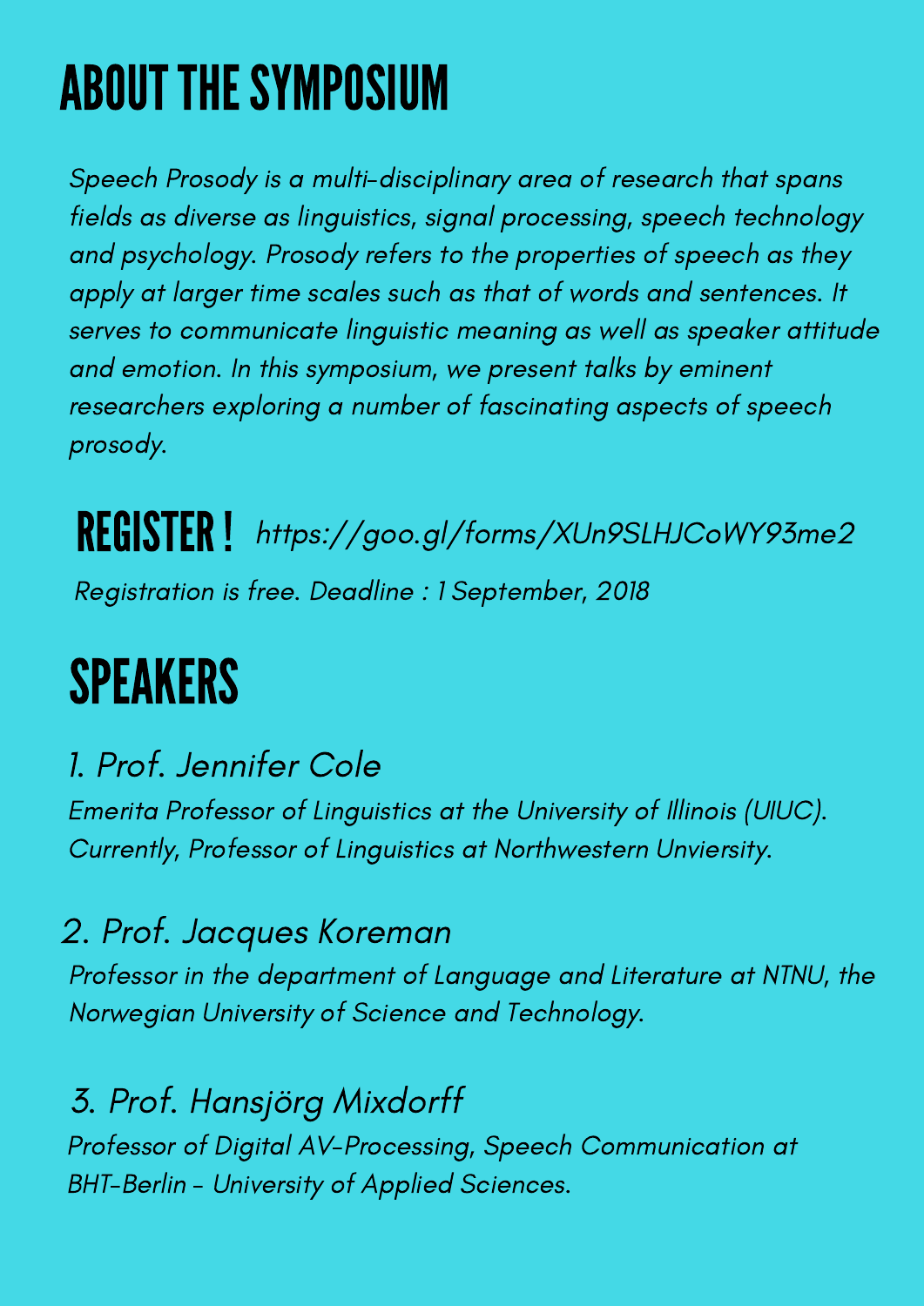# ABOUT THE SYMPOSIUM

*Speech Prosody is a multi-disciplinary area of research that spans fields as diverse as linguistics, signal processing, speech technology and psychology. Prosody refers to the properties of speech as they apply at larger time scales such as that of words and sentences. It serves to communicate linguistic meaning as well as speaker attitude and emotion. In this symposium, we present talks by eminent researchers exploring a number of fascinating aspects of speech prosody.*

**REGISTER !** *https://goo.gl/forms/XUn9SLHJCoWY93me2*

*Registration is free. Deadline : 1 September, 2018*

# SPEAKERS

## 1. Prof. Jennifer Cole

*Emerita Professor of Linguistics at the University of Illinois (UIUC). Currently, Professor of Linguistics at Northwestern Unviersity.*

## 2. Prof. Jacques Koreman

*Professor in the department of Language and Literature at NTNU, the Norwegian University of Science and Technology.*

## 3. Prof. Hansjörg Mixdorff

*Professor of Digital AV-Processing, Speech Communication at BHT-Berlin - University of Applied Sciences.*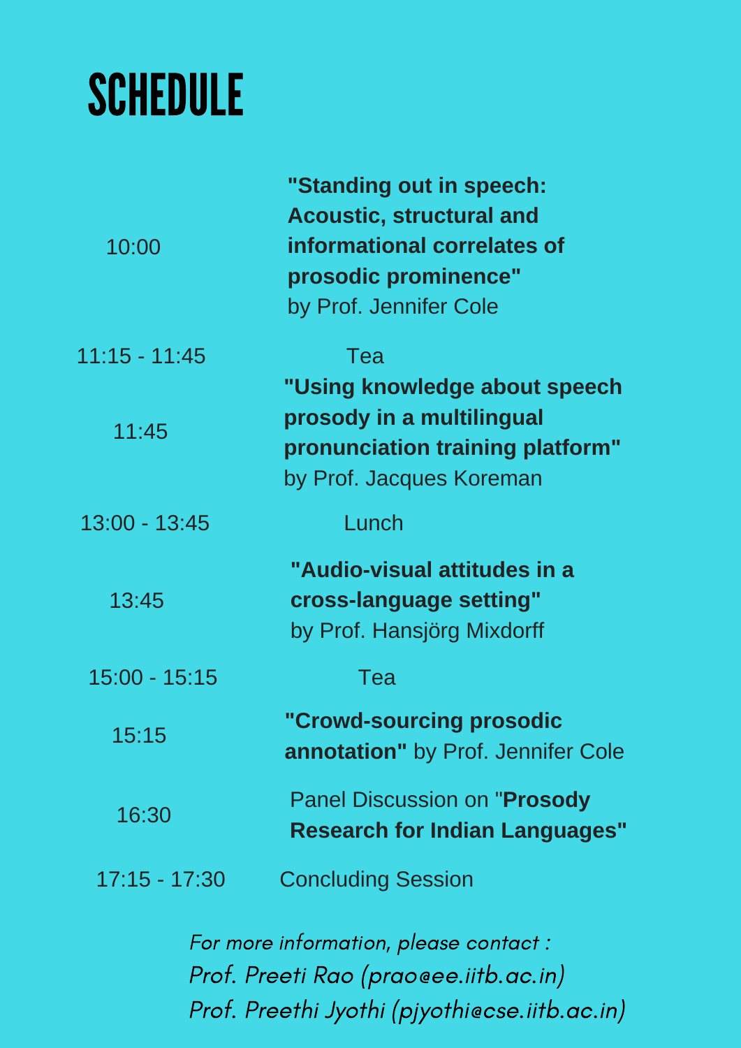# SCHEDULE

| | |
|---|---|
| 10:00 | **"Standing out in speech: Acoustic, structural and informational correlates of prosodic prominence"** by Prof. Jennifer Cole |
| 11:15 - 11:45 | Tea |
| 11:45 | **"Using knowledge about speech prosody in a multilingual pronunciation training platform"** by Prof. Jacques Koreman |
| 13:00 - 13:45 | Lunch |
| 13:45 | **"Audio-visual attitudes in a cross-language setting"** by Prof. Hansjörg Mixdorff |
| 15:00 - 15:15 | Tea |
| 15:15 | **"Crowd-sourcing prosodic annotation"** by Prof. Jennifer Cole |
| 16:30 | Panel Discussion on "**Prosody Research for Indian Languages"** |
| 17:15 - 17:30 | Concluding Session |

*For more information, please contact :*

*Prof. Preeti Rao (prao@ee.iitb.ac.in)*

*Prof. Preethi Jyothi (pjyothi@cse.iitb.ac.in)*